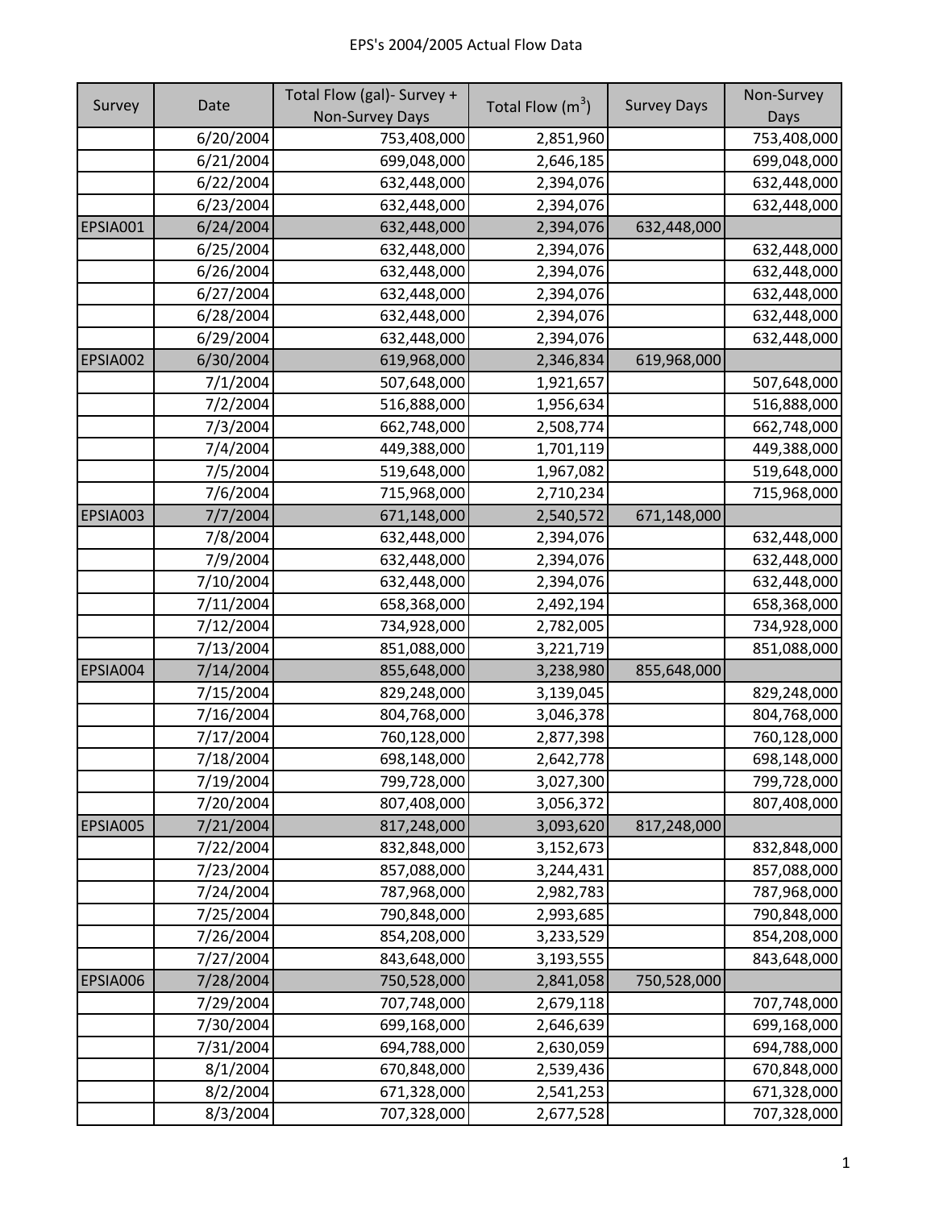# EPS's 2004/2005 Actual Flow Data

| Survey | Date | Total Flow (gal)- Survey + Non-Survey Days | Total Flow ($m^3$) | Survey Days | Non-Survey Days |
|---|---|---|---|---|---|
| | 6/20/2004 | 753,408,000 | 2,851,960 | | 753,408,000 |
| | 6/21/2004 | 699,048,000 | 2,646,185 | | 699,048,000 |
| | 6/22/2004 | 632,448,000 | 2,394,076 | | 632,448,000 |
| | 6/23/2004 | 632,448,000 | 2,394,076 | | 632,448,000 |
| EPSIA001 | 6/24/2004 | 632,448,000 | 2,394,076 | 632,448,000 | |
| | 6/25/2004 | 632,448,000 | 2,394,076 | | 632,448,000 |
| | 6/26/2004 | 632,448,000 | 2,394,076 | | 632,448,000 |
| | 6/27/2004 | 632,448,000 | 2,394,076 | | 632,448,000 |
| | 6/28/2004 | 632,448,000 | 2,394,076 | | 632,448,000 |
| | 6/29/2004 | 632,448,000 | 2,394,076 | | 632,448,000 |
| EPSIA002 | 6/30/2004 | 619,968,000 | 2,346,834 | 619,968,000 | |
| | 7/1/2004 | 507,648,000 | 1,921,657 | | 507,648,000 |
| | 7/2/2004 | 516,888,000 | 1,956,634 | | 516,888,000 |
| | 7/3/2004 | 662,748,000 | 2,508,774 | | 662,748,000 |
| | 7/4/2004 | 449,388,000 | 1,701,119 | | 449,388,000 |
| | 7/5/2004 | 519,648,000 | 1,967,082 | | 519,648,000 |
| | 7/6/2004 | 715,968,000 | 2,710,234 | | 715,968,000 |
| EPSIA003 | 7/7/2004 | 671,148,000 | 2,540,572 | 671,148,000 | |
| | 7/8/2004 | 632,448,000 | 2,394,076 | | 632,448,000 |
| | 7/9/2004 | 632,448,000 | 2,394,076 | | 632,448,000 |
| | 7/10/2004 | 632,448,000 | 2,394,076 | | 632,448,000 |
| | 7/11/2004 | 658,368,000 | 2,492,194 | | 658,368,000 |
| | 7/12/2004 | 734,928,000 | 2,782,005 | | 734,928,000 |
| | 7/13/2004 | 851,088,000 | 3,221,719 | | 851,088,000 |
| EPSIA004 | 7/14/2004 | 855,648,000 | 3,238,980 | 855,648,000 | |
| | 7/15/2004 | 829,248,000 | 3,139,045 | | 829,248,000 |
| | 7/16/2004 | 804,768,000 | 3,046,378 | | 804,768,000 |
| | 7/17/2004 | 760,128,000 | 2,877,398 | | 760,128,000 |
| | 7/18/2004 | 698,148,000 | 2,642,778 | | 698,148,000 |
| | 7/19/2004 | 799,728,000 | 3,027,300 | | 799,728,000 |
| | 7/20/2004 | 807,408,000 | 3,056,372 | | 807,408,000 |
| EPSIA005 | 7/21/2004 | 817,248,000 | 3,093,620 | 817,248,000 | |
| | 7/22/2004 | 832,848,000 | 3,152,673 | | 832,848,000 |
| | 7/23/2004 | 857,088,000 | 3,244,431 | | 857,088,000 |
| | 7/24/2004 | 787,968,000 | 2,982,783 | | 787,968,000 |
| | 7/25/2004 | 790,848,000 | 2,993,685 | | 790,848,000 |
| | 7/26/2004 | 854,208,000 | 3,233,529 | | 854,208,000 |
| | 7/27/2004 | 843,648,000 | 3,193,555 | | 843,648,000 |
| EPSIA006 | 7/28/2004 | 750,528,000 | 2,841,058 | 750,528,000 | |
| | 7/29/2004 | 707,748,000 | 2,679,118 | | 707,748,000 |
| | 7/30/2004 | 699,168,000 | 2,646,639 | | 699,168,000 |
| | 7/31/2004 | 694,788,000 | 2,630,059 | | 694,788,000 |
| | 8/1/2004 | 670,848,000 | 2,539,436 | | 670,848,000 |
| | 8/2/2004 | 671,328,000 | 2,541,253 | | 671,328,000 |
| | 8/3/2004 | 707,328,000 | 2,677,528 | | 707,328,000 |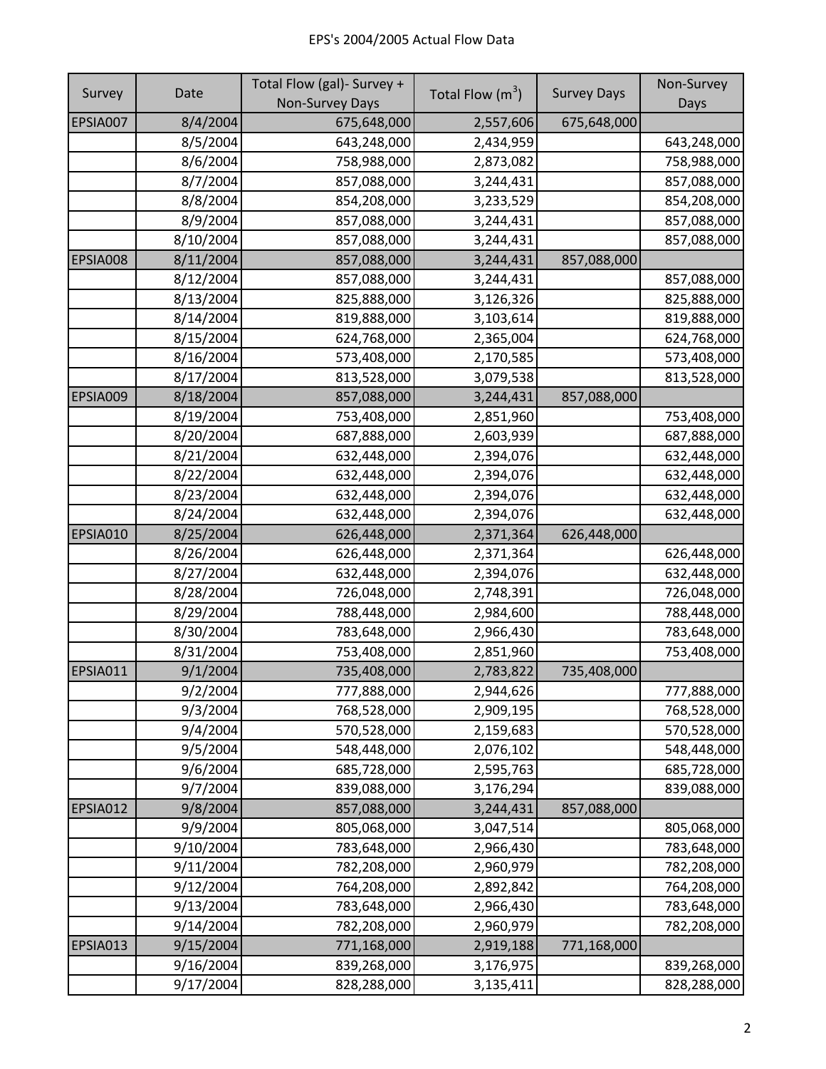EPS's 2004/2005 Actual Flow Data

| Survey | Date | Total Flow (gal)- Survey + Non-Survey Days | Total Flow ($m^3$) | Survey Days | Non-Survey Days |
|---|---|---|---|---|---|
| EPSIA007 | 8/4/2004 | 675,648,000 | 2,557,606 | 675,648,000 | |
| | 8/5/2004 | 643,248,000 | 2,434,959 | | 643,248,000 |
| | 8/6/2004 | 758,988,000 | 2,873,082 | | 758,988,000 |
| | 8/7/2004 | 857,088,000 | 3,244,431 | | 857,088,000 |
| | 8/8/2004 | 854,208,000 | 3,233,529 | | 854,208,000 |
| | 8/9/2004 | 857,088,000 | 3,244,431 | | 857,088,000 |
| | 8/10/2004 | 857,088,000 | 3,244,431 | | 857,088,000 |
| EPSIA008 | 8/11/2004 | 857,088,000 | 3,244,431 | 857,088,000 | |
| | 8/12/2004 | 857,088,000 | 3,244,431 | | 857,088,000 |
| | 8/13/2004 | 825,888,000 | 3,126,326 | | 825,888,000 |
| | 8/14/2004 | 819,888,000 | 3,103,614 | | 819,888,000 |
| | 8/15/2004 | 624,768,000 | 2,365,004 | | 624,768,000 |
| | 8/16/2004 | 573,408,000 | 2,170,585 | | 573,408,000 |
| | 8/17/2004 | 813,528,000 | 3,079,538 | | 813,528,000 |
| EPSIA009 | 8/18/2004 | 857,088,000 | 3,244,431 | 857,088,000 | |
| | 8/19/2004 | 753,408,000 | 2,851,960 | | 753,408,000 |
| | 8/20/2004 | 687,888,000 | 2,603,939 | | 687,888,000 |
| | 8/21/2004 | 632,448,000 | 2,394,076 | | 632,448,000 |
| | 8/22/2004 | 632,448,000 | 2,394,076 | | 632,448,000 |
| | 8/23/2004 | 632,448,000 | 2,394,076 | | 632,448,000 |
| | 8/24/2004 | 632,448,000 | 2,394,076 | | 632,448,000 |
| EPSIA010 | 8/25/2004 | 626,448,000 | 2,371,364 | 626,448,000 | |
| | 8/26/2004 | 626,448,000 | 2,371,364 | | 626,448,000 |
| | 8/27/2004 | 632,448,000 | 2,394,076 | | 632,448,000 |
| | 8/28/2004 | 726,048,000 | 2,748,391 | | 726,048,000 |
| | 8/29/2004 | 788,448,000 | 2,984,600 | | 788,448,000 |
| | 8/30/2004 | 783,648,000 | 2,966,430 | | 783,648,000 |
| | 8/31/2004 | 753,408,000 | 2,851,960 | | 753,408,000 |
| EPSIA011 | 9/1/2004 | 735,408,000 | 2,783,822 | 735,408,000 | |
| | 9/2/2004 | 777,888,000 | 2,944,626 | | 777,888,000 |
| | 9/3/2004 | 768,528,000 | 2,909,195 | | 768,528,000 |
| | 9/4/2004 | 570,528,000 | 2,159,683 | | 570,528,000 |
| | 9/5/2004 | 548,448,000 | 2,076,102 | | 548,448,000 |
| | 9/6/2004 | 685,728,000 | 2,595,763 | | 685,728,000 |
| | 9/7/2004 | 839,088,000 | 3,176,294 | | 839,088,000 |
| EPSIA012 | 9/8/2004 | 857,088,000 | 3,244,431 | 857,088,000 | |
| | 9/9/2004 | 805,068,000 | 3,047,514 | | 805,068,000 |
| | 9/10/2004 | 783,648,000 | 2,966,430 | | 783,648,000 |
| | 9/11/2004 | 782,208,000 | 2,960,979 | | 782,208,000 |
| | 9/12/2004 | 764,208,000 | 2,892,842 | | 764,208,000 |
| | 9/13/2004 | 783,648,000 | 2,966,430 | | 783,648,000 |
| | 9/14/2004 | 782,208,000 | 2,960,979 | | 782,208,000 |
| EPSIA013 | 9/15/2004 | 771,168,000 | 2,919,188 | 771,168,000 | |
| | 9/16/2004 | 839,268,000 | 3,176,975 | | 839,268,000 |
| | 9/17/2004 | 828,288,000 | 3,135,411 | | 828,288,000 |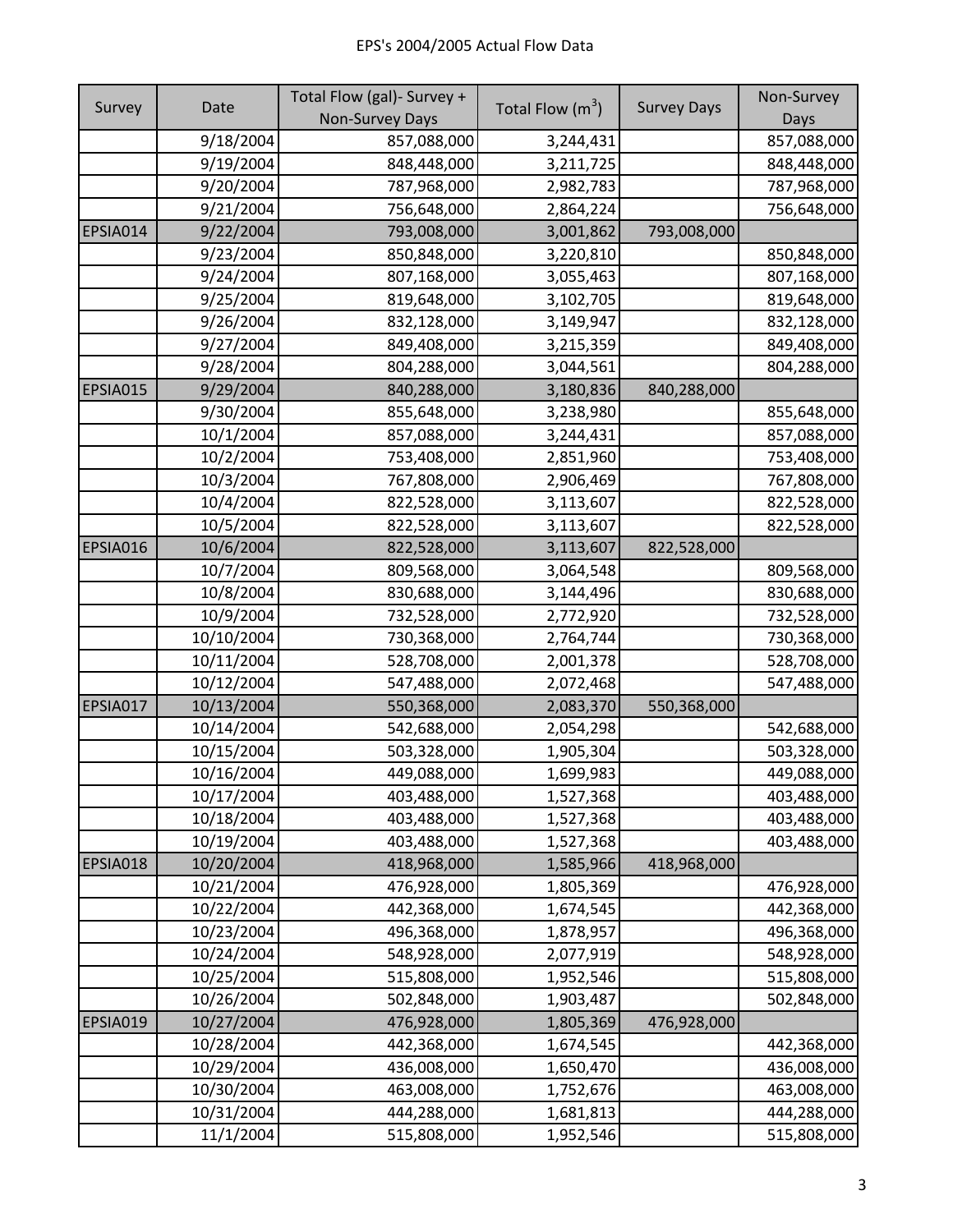# EPS's 2004/2005 Actual Flow Data

| Survey | Date | Total Flow (gal)- Survey + Non-Survey Days | Total Flow ($m^3$) | Survey Days | Non-Survey Days |
|---|---|---|---|---|---|
| | 9/18/2004 | 857,088,000 | 3,244,431 | | 857,088,000 |
| | 9/19/2004 | 848,448,000 | 3,211,725 | | 848,448,000 |
| | 9/20/2004 | 787,968,000 | 2,982,783 | | 787,968,000 |
| | 9/21/2004 | 756,648,000 | 2,864,224 | | 756,648,000 |
| EPSIA014 | 9/22/2004 | 793,008,000 | 3,001,862 | 793,008,000 | |
| | 9/23/2004 | 850,848,000 | 3,220,810 | | 850,848,000 |
| | 9/24/2004 | 807,168,000 | 3,055,463 | | 807,168,000 |
| | 9/25/2004 | 819,648,000 | 3,102,705 | | 819,648,000 |
| | 9/26/2004 | 832,128,000 | 3,149,947 | | 832,128,000 |
| | 9/27/2004 | 849,408,000 | 3,215,359 | | 849,408,000 |
| | 9/28/2004 | 804,288,000 | 3,044,561 | | 804,288,000 |
| EPSIA015 | 9/29/2004 | 840,288,000 | 3,180,836 | 840,288,000 | |
| | 9/30/2004 | 855,648,000 | 3,238,980 | | 855,648,000 |
| | 10/1/2004 | 857,088,000 | 3,244,431 | | 857,088,000 |
| | 10/2/2004 | 753,408,000 | 2,851,960 | | 753,408,000 |
| | 10/3/2004 | 767,808,000 | 2,906,469 | | 767,808,000 |
| | 10/4/2004 | 822,528,000 | 3,113,607 | | 822,528,000 |
| | 10/5/2004 | 822,528,000 | 3,113,607 | | 822,528,000 |
| EPSIA016 | 10/6/2004 | 822,528,000 | 3,113,607 | 822,528,000 | |
| | 10/7/2004 | 809,568,000 | 3,064,548 | | 809,568,000 |
| | 10/8/2004 | 830,688,000 | 3,144,496 | | 830,688,000 |
| | 10/9/2004 | 732,528,000 | 2,772,920 | | 732,528,000 |
| | 10/10/2004 | 730,368,000 | 2,764,744 | | 730,368,000 |
| | 10/11/2004 | 528,708,000 | 2,001,378 | | 528,708,000 |
| | 10/12/2004 | 547,488,000 | 2,072,468 | | 547,488,000 |
| EPSIA017 | 10/13/2004 | 550,368,000 | 2,083,370 | 550,368,000 | |
| | 10/14/2004 | 542,688,000 | 2,054,298 | | 542,688,000 |
| | 10/15/2004 | 503,328,000 | 1,905,304 | | 503,328,000 |
| | 10/16/2004 | 449,088,000 | 1,699,983 | | 449,088,000 |
| | 10/17/2004 | 403,488,000 | 1,527,368 | | 403,488,000 |
| | 10/18/2004 | 403,488,000 | 1,527,368 | | 403,488,000 |
| | 10/19/2004 | 403,488,000 | 1,527,368 | | 403,488,000 |
| EPSIA018 | 10/20/2004 | 418,968,000 | 1,585,966 | 418,968,000 | |
| | 10/21/2004 | 476,928,000 | 1,805,369 | | 476,928,000 |
| | 10/22/2004 | 442,368,000 | 1,674,545 | | 442,368,000 |
| | 10/23/2004 | 496,368,000 | 1,878,957 | | 496,368,000 |
| | 10/24/2004 | 548,928,000 | 2,077,919 | | 548,928,000 |
| | 10/25/2004 | 515,808,000 | 1,952,546 | | 515,808,000 |
| | 10/26/2004 | 502,848,000 | 1,903,487 | | 502,848,000 |
| EPSIA019 | 10/27/2004 | 476,928,000 | 1,805,369 | 476,928,000 | |
| | 10/28/2004 | 442,368,000 | 1,674,545 | | 442,368,000 |
| | 10/29/2004 | 436,008,000 | 1,650,470 | | 436,008,000 |
| | 10/30/2004 | 463,008,000 | 1,752,676 | | 463,008,000 |
| | 10/31/2004 | 444,288,000 | 1,681,813 | | 444,288,000 |
| | 11/1/2004 | 515,808,000 | 1,952,546 | | 515,808,000 |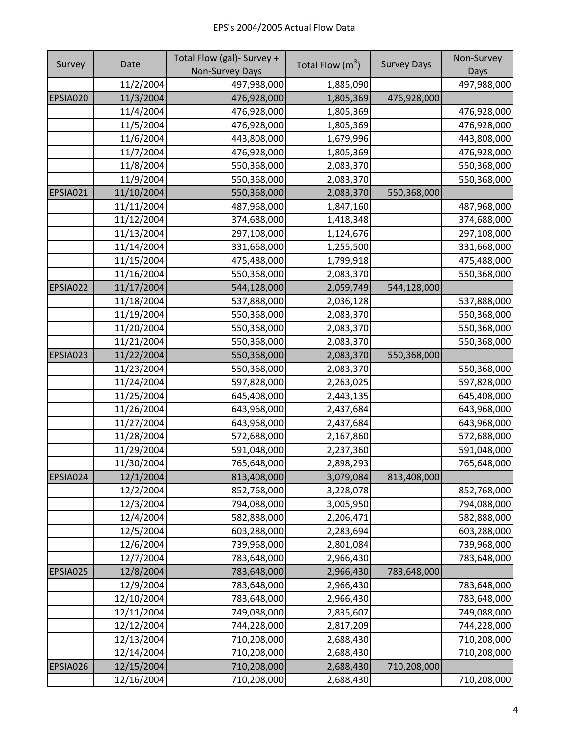EPS's 2004/2005 Actual Flow Data

| Survey | Date | Total Flow (gal)- Survey + Non-Survey Days | Total Flow ($m^3$) | Survey Days | Non-Survey Days |
|---|---|---|---|---|---|
| | 11/2/2004 | 497,988,000 | 1,885,090 | | 497,988,000 |
| EPSIA020 | 11/3/2004 | 476,928,000 | 1,805,369 | 476,928,000 | |
| | 11/4/2004 | 476,928,000 | 1,805,369 | | 476,928,000 |
| | 11/5/2004 | 476,928,000 | 1,805,369 | | 476,928,000 |
| | 11/6/2004 | 443,808,000 | 1,679,996 | | 443,808,000 |
| | 11/7/2004 | 476,928,000 | 1,805,369 | | 476,928,000 |
| | 11/8/2004 | 550,368,000 | 2,083,370 | | 550,368,000 |
| | 11/9/2004 | 550,368,000 | 2,083,370 | | 550,368,000 |
| EPSIA021 | 11/10/2004 | 550,368,000 | 2,083,370 | 550,368,000 | |
| | 11/11/2004 | 487,968,000 | 1,847,160 | | 487,968,000 |
| | 11/12/2004 | 374,688,000 | 1,418,348 | | 374,688,000 |
| | 11/13/2004 | 297,108,000 | 1,124,676 | | 297,108,000 |
| | 11/14/2004 | 331,668,000 | 1,255,500 | | 331,668,000 |
| | 11/15/2004 | 475,488,000 | 1,799,918 | | 475,488,000 |
| | 11/16/2004 | 550,368,000 | 2,083,370 | | 550,368,000 |
| EPSIA022 | 11/17/2004 | 544,128,000 | 2,059,749 | 544,128,000 | |
| | 11/18/2004 | 537,888,000 | 2,036,128 | | 537,888,000 |
| | 11/19/2004 | 550,368,000 | 2,083,370 | | 550,368,000 |
| | 11/20/2004 | 550,368,000 | 2,083,370 | | 550,368,000 |
| | 11/21/2004 | 550,368,000 | 2,083,370 | | 550,368,000 |
| EPSIA023 | 11/22/2004 | 550,368,000 | 2,083,370 | 550,368,000 | |
| | 11/23/2004 | 550,368,000 | 2,083,370 | | 550,368,000 |
| | 11/24/2004 | 597,828,000 | 2,263,025 | | 597,828,000 |
| | 11/25/2004 | 645,408,000 | 2,443,135 | | 645,408,000 |
| | 11/26/2004 | 643,968,000 | 2,437,684 | | 643,968,000 |
| | 11/27/2004 | 643,968,000 | 2,437,684 | | 643,968,000 |
| | 11/28/2004 | 572,688,000 | 2,167,860 | | 572,688,000 |
| | 11/29/2004 | 591,048,000 | 2,237,360 | | 591,048,000 |
| | 11/30/2004 | 765,648,000 | 2,898,293 | | 765,648,000 |
| EPSIA024 | 12/1/2004 | 813,408,000 | 3,079,084 | 813,408,000 | |
| | 12/2/2004 | 852,768,000 | 3,228,078 | | 852,768,000 |
| | 12/3/2004 | 794,088,000 | 3,005,950 | | 794,088,000 |
| | 12/4/2004 | 582,888,000 | 2,206,471 | | 582,888,000 |
| | 12/5/2004 | 603,288,000 | 2,283,694 | | 603,288,000 |
| | 12/6/2004 | 739,968,000 | 2,801,084 | | 739,968,000 |
| | 12/7/2004 | 783,648,000 | 2,966,430 | | 783,648,000 |
| EPSIA025 | 12/8/2004 | 783,648,000 | 2,966,430 | 783,648,000 | |
| | 12/9/2004 | 783,648,000 | 2,966,430 | | 783,648,000 |
| | 12/10/2004 | 783,648,000 | 2,966,430 | | 783,648,000 |
| | 12/11/2004 | 749,088,000 | 2,835,607 | | 749,088,000 |
| | 12/12/2004 | 744,228,000 | 2,817,209 | | 744,228,000 |
| | 12/13/2004 | 710,208,000 | 2,688,430 | | 710,208,000 |
| | 12/14/2004 | 710,208,000 | 2,688,430 | | 710,208,000 |
| EPSIA026 | 12/15/2004 | 710,208,000 | 2,688,430 | 710,208,000 | |
| | 12/16/2004 | 710,208,000 | 2,688,430 | | 710,208,000 |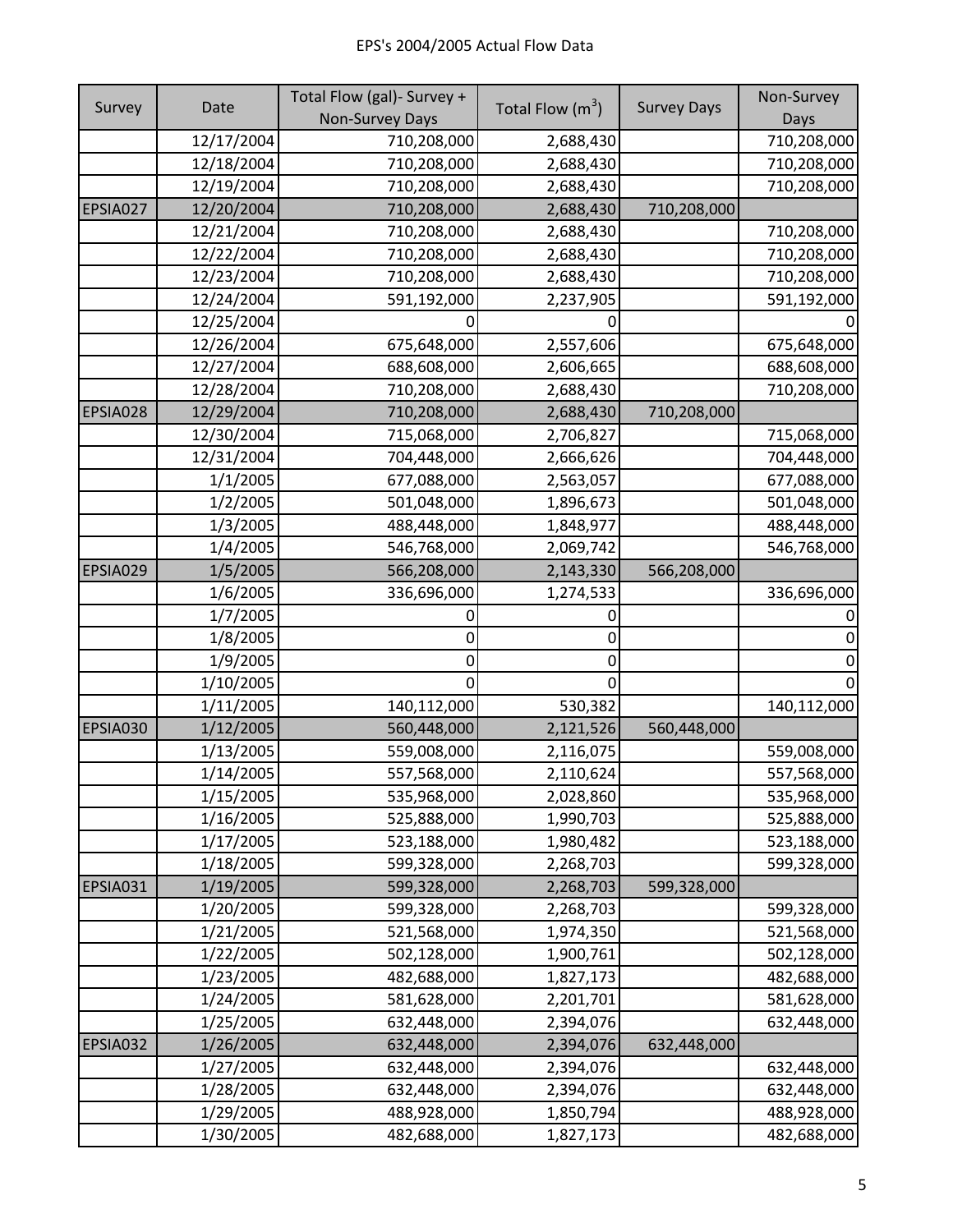EPS's 2004/2005 Actual Flow Data

| Survey | Date | Total Flow (gal)- Survey + Non-Survey Days | Total Flow ($m^3$) | Survey Days | Non-Survey Days |
|---|---|---|---|---|---|
| | 12/17/2004 | 710,208,000 | 2,688,430 | | 710,208,000 |
| | 12/18/2004 | 710,208,000 | 2,688,430 | | 710,208,000 |
| | 12/19/2004 | 710,208,000 | 2,688,430 | | 710,208,000 |
| EPSIA027 | 12/20/2004 | 710,208,000 | 2,688,430 | 710,208,000 | |
| | 12/21/2004 | 710,208,000 | 2,688,430 | | 710,208,000 |
| | 12/22/2004 | 710,208,000 | 2,688,430 | | 710,208,000 |
| | 12/23/2004 | 710,208,000 | 2,688,430 | | 710,208,000 |
| | 12/24/2004 | 591,192,000 | 2,237,905 | | 591,192,000 |
| | 12/25/2004 | 0 | 0 | | 0 |
| | 12/26/2004 | 675,648,000 | 2,557,606 | | 675,648,000 |
| | 12/27/2004 | 688,608,000 | 2,606,665 | | 688,608,000 |
| | 12/28/2004 | 710,208,000 | 2,688,430 | | 710,208,000 |
| EPSIA028 | 12/29/2004 | 710,208,000 | 2,688,430 | 710,208,000 | |
| | 12/30/2004 | 715,068,000 | 2,706,827 | | 715,068,000 |
| | 12/31/2004 | 704,448,000 | 2,666,626 | | 704,448,000 |
| | 1/1/2005 | 677,088,000 | 2,563,057 | | 677,088,000 |
| | 1/2/2005 | 501,048,000 | 1,896,673 | | 501,048,000 |
| | 1/3/2005 | 488,448,000 | 1,848,977 | | 488,448,000 |
| | 1/4/2005 | 546,768,000 | 2,069,742 | | 546,768,000 |
| EPSIA029 | 1/5/2005 | 566,208,000 | 2,143,330 | 566,208,000 | |
| | 1/6/2005 | 336,696,000 | 1,274,533 | | 336,696,000 |
| | 1/7/2005 | 0 | 0 | | 0 |
| | 1/8/2005 | 0 | 0 | | 0 |
| | 1/9/2005 | 0 | 0 | | 0 |
| | 1/10/2005 | 0 | 0 | | 0 |
| | 1/11/2005 | 140,112,000 | 530,382 | | 140,112,000 |
| EPSIA030 | 1/12/2005 | 560,448,000 | 2,121,526 | 560,448,000 | |
| | 1/13/2005 | 559,008,000 | 2,116,075 | | 559,008,000 |
| | 1/14/2005 | 557,568,000 | 2,110,624 | | 557,568,000 |
| | 1/15/2005 | 535,968,000 | 2,028,860 | | 535,968,000 |
| | 1/16/2005 | 525,888,000 | 1,990,703 | | 525,888,000 |
| | 1/17/2005 | 523,188,000 | 1,980,482 | | 523,188,000 |
| | 1/18/2005 | 599,328,000 | 2,268,703 | | 599,328,000 |
| EPSIA031 | 1/19/2005 | 599,328,000 | 2,268,703 | 599,328,000 | |
| | 1/20/2005 | 599,328,000 | 2,268,703 | | 599,328,000 |
| | 1/21/2005 | 521,568,000 | 1,974,350 | | 521,568,000 |
| | 1/22/2005 | 502,128,000 | 1,900,761 | | 502,128,000 |
| | 1/23/2005 | 482,688,000 | 1,827,173 | | 482,688,000 |
| | 1/24/2005 | 581,628,000 | 2,201,701 | | 581,628,000 |
| | 1/25/2005 | 632,448,000 | 2,394,076 | | 632,448,000 |
| EPSIA032 | 1/26/2005 | 632,448,000 | 2,394,076 | 632,448,000 | |
| | 1/27/2005 | 632,448,000 | 2,394,076 | | 632,448,000 |
| | 1/28/2005 | 632,448,000 | 2,394,076 | | 632,448,000 |
| | 1/29/2005 | 488,928,000 | 1,850,794 | | 488,928,000 |
| | 1/30/2005 | 482,688,000 | 1,827,173 | | 482,688,000 |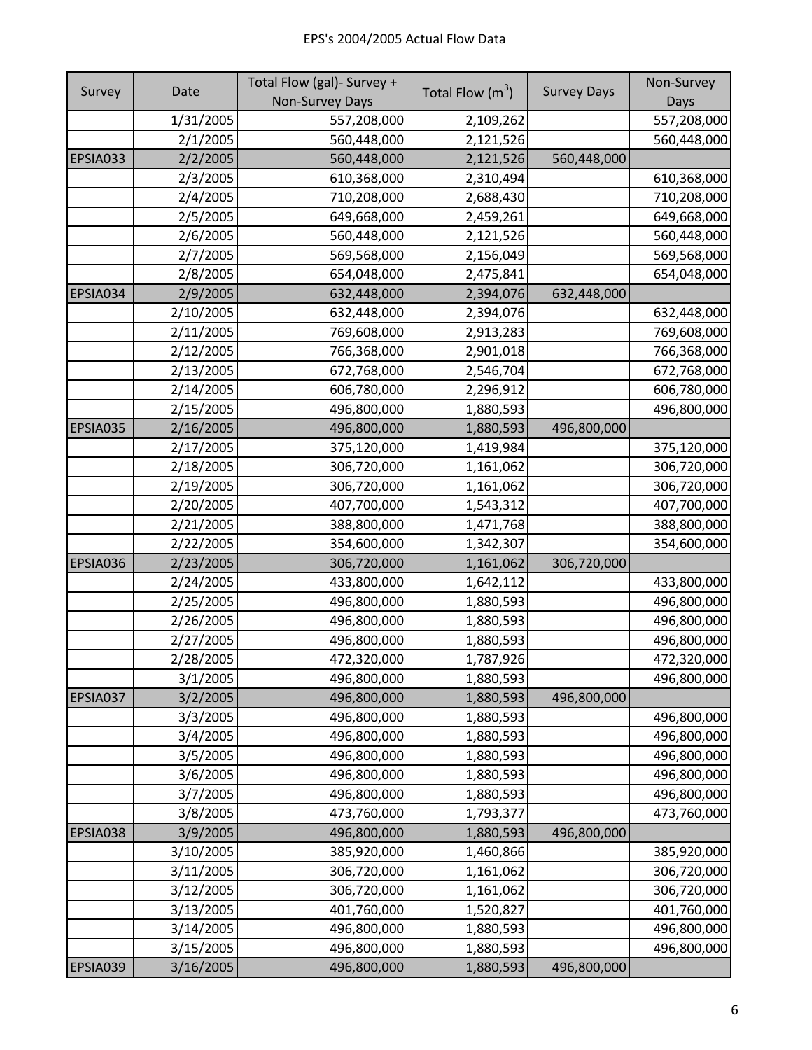EPS's 2004/2005 Actual Flow Data

| Survey | Date | Total Flow (gal)- Survey + Non-Survey Days | Total Flow ($m^3$) | Survey Days | Non-Survey Days |
|---|---|---|---|---|---|
| | 1/31/2005 | 557,208,000 | 2,109,262 | | 557,208,000 |
| | 2/1/2005 | 560,448,000 | 2,121,526 | | 560,448,000 |
| EPSIA033 | 2/2/2005 | 560,448,000 | 2,121,526 | 560,448,000 | |
| | 2/3/2005 | 610,368,000 | 2,310,494 | | 610,368,000 |
| | 2/4/2005 | 710,208,000 | 2,688,430 | | 710,208,000 |
| | 2/5/2005 | 649,668,000 | 2,459,261 | | 649,668,000 |
| | 2/6/2005 | 560,448,000 | 2,121,526 | | 560,448,000 |
| | 2/7/2005 | 569,568,000 | 2,156,049 | | 569,568,000 |
| | 2/8/2005 | 654,048,000 | 2,475,841 | | 654,048,000 |
| EPSIA034 | 2/9/2005 | 632,448,000 | 2,394,076 | 632,448,000 | |
| | 2/10/2005 | 632,448,000 | 2,394,076 | | 632,448,000 |
| | 2/11/2005 | 769,608,000 | 2,913,283 | | 769,608,000 |
| | 2/12/2005 | 766,368,000 | 2,901,018 | | 766,368,000 |
| | 2/13/2005 | 672,768,000 | 2,546,704 | | 672,768,000 |
| | 2/14/2005 | 606,780,000 | 2,296,912 | | 606,780,000 |
| | 2/15/2005 | 496,800,000 | 1,880,593 | | 496,800,000 |
| EPSIA035 | 2/16/2005 | 496,800,000 | 1,880,593 | 496,800,000 | |
| | 2/17/2005 | 375,120,000 | 1,419,984 | | 375,120,000 |
| | 2/18/2005 | 306,720,000 | 1,161,062 | | 306,720,000 |
| | 2/19/2005 | 306,720,000 | 1,161,062 | | 306,720,000 |
| | 2/20/2005 | 407,700,000 | 1,543,312 | | 407,700,000 |
| | 2/21/2005 | 388,800,000 | 1,471,768 | | 388,800,000 |
| | 2/22/2005 | 354,600,000 | 1,342,307 | | 354,600,000 |
| EPSIA036 | 2/23/2005 | 306,720,000 | 1,161,062 | 306,720,000 | |
| | 2/24/2005 | 433,800,000 | 1,642,112 | | 433,800,000 |
| | 2/25/2005 | 496,800,000 | 1,880,593 | | 496,800,000 |
| | 2/26/2005 | 496,800,000 | 1,880,593 | | 496,800,000 |
| | 2/27/2005 | 496,800,000 | 1,880,593 | | 496,800,000 |
| | 2/28/2005 | 472,320,000 | 1,787,926 | | 472,320,000 |
| | 3/1/2005 | 496,800,000 | 1,880,593 | | 496,800,000 |
| EPSIA037 | 3/2/2005 | 496,800,000 | 1,880,593 | 496,800,000 | |
| | 3/3/2005 | 496,800,000 | 1,880,593 | | 496,800,000 |
| | 3/4/2005 | 496,800,000 | 1,880,593 | | 496,800,000 |
| | 3/5/2005 | 496,800,000 | 1,880,593 | | 496,800,000 |
| | 3/6/2005 | 496,800,000 | 1,880,593 | | 496,800,000 |
| | 3/7/2005 | 496,800,000 | 1,880,593 | | 496,800,000 |
| | 3/8/2005 | 473,760,000 | 1,793,377 | | 473,760,000 |
| EPSIA038 | 3/9/2005 | 496,800,000 | 1,880,593 | 496,800,000 | |
| | 3/10/2005 | 385,920,000 | 1,460,866 | | 385,920,000 |
| | 3/11/2005 | 306,720,000 | 1,161,062 | | 306,720,000 |
| | 3/12/2005 | 306,720,000 | 1,161,062 | | 306,720,000 |
| | 3/13/2005 | 401,760,000 | 1,520,827 | | 401,760,000 |
| | 3/14/2005 | 496,800,000 | 1,880,593 | | 496,800,000 |
| | 3/15/2005 | 496,800,000 | 1,880,593 | | 496,800,000 |
| EPSIA039 | 3/16/2005 | 496,800,000 | 1,880,593 | 496,800,000 | |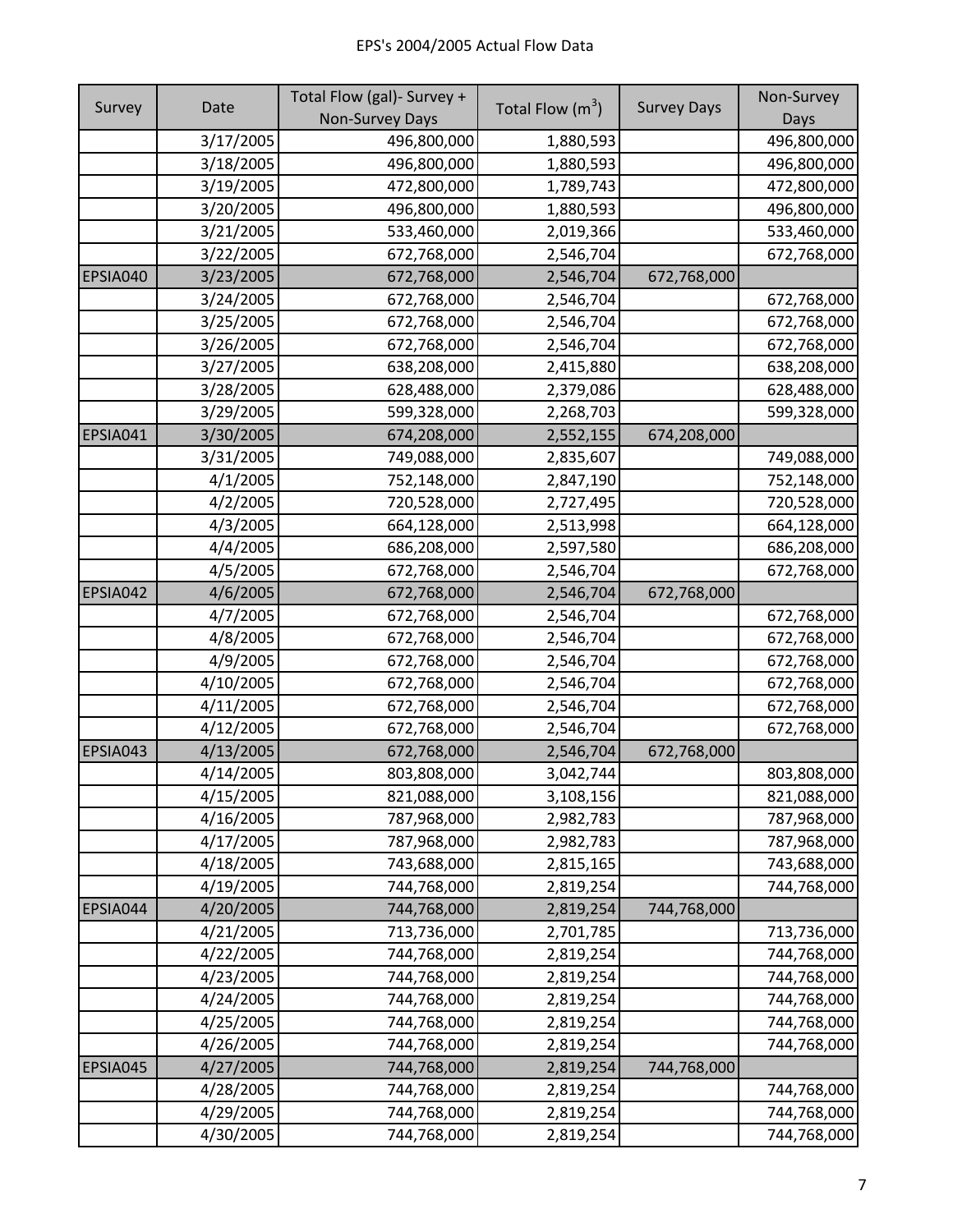EPS's 2004/2005 Actual Flow Data

| Survey | Date | Total Flow (gal)- Survey + Non-Survey Days | Total Flow ($m^3$) | Survey Days | Non-Survey Days |
|---|---|---|---|---|---|
| | 3/17/2005 | 496,800,000 | 1,880,593 | | 496,800,000 |
| | 3/18/2005 | 496,800,000 | 1,880,593 | | 496,800,000 |
| | 3/19/2005 | 472,800,000 | 1,789,743 | | 472,800,000 |
| | 3/20/2005 | 496,800,000 | 1,880,593 | | 496,800,000 |
| | 3/21/2005 | 533,460,000 | 2,019,366 | | 533,460,000 |
| | 3/22/2005 | 672,768,000 | 2,546,704 | | 672,768,000 |
| EPSIA040 | 3/23/2005 | 672,768,000 | 2,546,704 | 672,768,000 | |
| | 3/24/2005 | 672,768,000 | 2,546,704 | | 672,768,000 |
| | 3/25/2005 | 672,768,000 | 2,546,704 | | 672,768,000 |
| | 3/26/2005 | 672,768,000 | 2,546,704 | | 672,768,000 |
| | 3/27/2005 | 638,208,000 | 2,415,880 | | 638,208,000 |
| | 3/28/2005 | 628,488,000 | 2,379,086 | | 628,488,000 |
| | 3/29/2005 | 599,328,000 | 2,268,703 | | 599,328,000 |
| EPSIA041 | 3/30/2005 | 674,208,000 | 2,552,155 | 674,208,000 | |
| | 3/31/2005 | 749,088,000 | 2,835,607 | | 749,088,000 |
| | 4/1/2005 | 752,148,000 | 2,847,190 | | 752,148,000 |
| | 4/2/2005 | 720,528,000 | 2,727,495 | | 720,528,000 |
| | 4/3/2005 | 664,128,000 | 2,513,998 | | 664,128,000 |
| | 4/4/2005 | 686,208,000 | 2,597,580 | | 686,208,000 |
| | 4/5/2005 | 672,768,000 | 2,546,704 | | 672,768,000 |
| EPSIA042 | 4/6/2005 | 672,768,000 | 2,546,704 | 672,768,000 | |
| | 4/7/2005 | 672,768,000 | 2,546,704 | | 672,768,000 |
| | 4/8/2005 | 672,768,000 | 2,546,704 | | 672,768,000 |
| | 4/9/2005 | 672,768,000 | 2,546,704 | | 672,768,000 |
| | 4/10/2005 | 672,768,000 | 2,546,704 | | 672,768,000 |
| | 4/11/2005 | 672,768,000 | 2,546,704 | | 672,768,000 |
| | 4/12/2005 | 672,768,000 | 2,546,704 | | 672,768,000 |
| EPSIA043 | 4/13/2005 | 672,768,000 | 2,546,704 | 672,768,000 | |
| | 4/14/2005 | 803,808,000 | 3,042,744 | | 803,808,000 |
| | 4/15/2005 | 821,088,000 | 3,108,156 | | 821,088,000 |
| | 4/16/2005 | 787,968,000 | 2,982,783 | | 787,968,000 |
| | 4/17/2005 | 787,968,000 | 2,982,783 | | 787,968,000 |
| | 4/18/2005 | 743,688,000 | 2,815,165 | | 743,688,000 |
| | 4/19/2005 | 744,768,000 | 2,819,254 | | 744,768,000 |
| EPSIA044 | 4/20/2005 | 744,768,000 | 2,819,254 | 744,768,000 | |
| | 4/21/2005 | 713,736,000 | 2,701,785 | | 713,736,000 |
| | 4/22/2005 | 744,768,000 | 2,819,254 | | 744,768,000 |
| | 4/23/2005 | 744,768,000 | 2,819,254 | | 744,768,000 |
| | 4/24/2005 | 744,768,000 | 2,819,254 | | 744,768,000 |
| | 4/25/2005 | 744,768,000 | 2,819,254 | | 744,768,000 |
| | 4/26/2005 | 744,768,000 | 2,819,254 | | 744,768,000 |
| EPSIA045 | 4/27/2005 | 744,768,000 | 2,819,254 | 744,768,000 | |
| | 4/28/2005 | 744,768,000 | 2,819,254 | | 744,768,000 |
| | 4/29/2005 | 744,768,000 | 2,819,254 | | 744,768,000 |
| | 4/30/2005 | 744,768,000 | 2,819,254 | | 744,768,000 |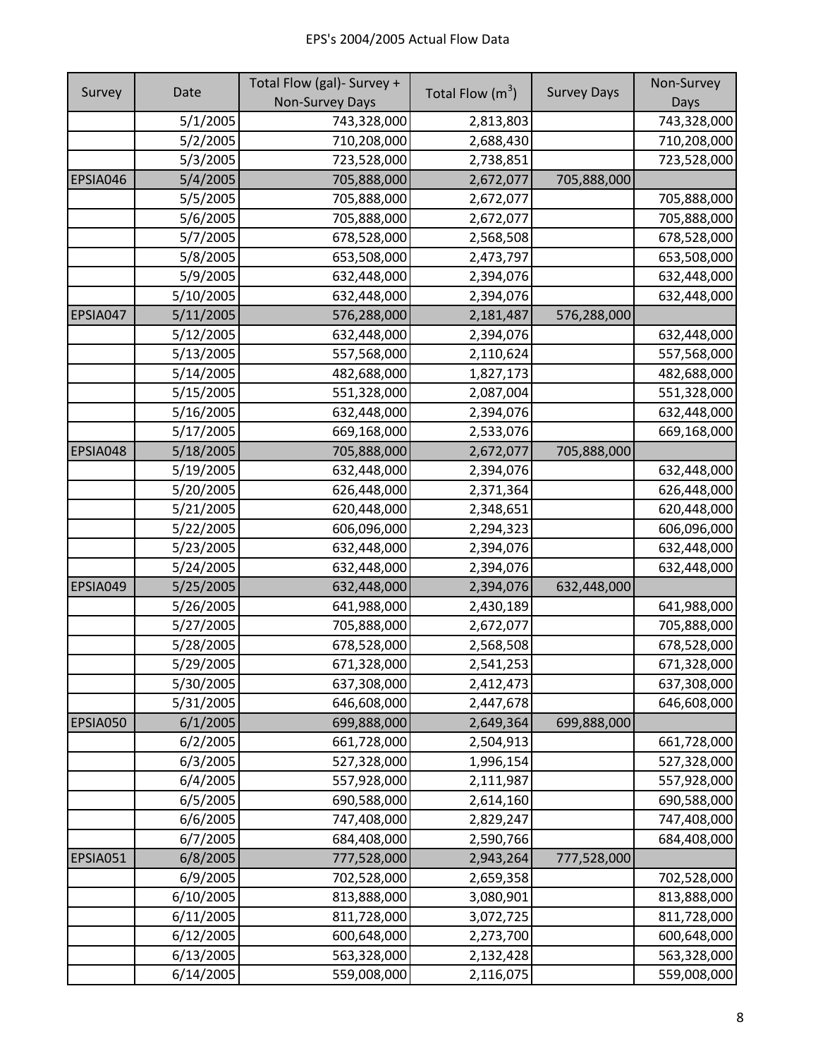# EPS's 2004/2005 Actual Flow Data

| Survey | Date | Total Flow (gal)- Survey + Non-Survey Days | Total Flow ($m^3$) | Survey Days | Non-Survey Days |
|---|---|---|---|---|---|
| | 5/1/2005 | 743,328,000 | 2,813,803 | | 743,328,000 |
| | 5/2/2005 | 710,208,000 | 2,688,430 | | 710,208,000 |
| | 5/3/2005 | 723,528,000 | 2,738,851 | | 723,528,000 |
| EPSIA046 | 5/4/2005 | 705,888,000 | 2,672,077 | 705,888,000 | |
| | 5/5/2005 | 705,888,000 | 2,672,077 | | 705,888,000 |
| | 5/6/2005 | 705,888,000 | 2,672,077 | | 705,888,000 |
| | 5/7/2005 | 678,528,000 | 2,568,508 | | 678,528,000 |
| | 5/8/2005 | 653,508,000 | 2,473,797 | | 653,508,000 |
| | 5/9/2005 | 632,448,000 | 2,394,076 | | 632,448,000 |
| | 5/10/2005 | 632,448,000 | 2,394,076 | | 632,448,000 |
| EPSIA047 | 5/11/2005 | 576,288,000 | 2,181,487 | 576,288,000 | |
| | 5/12/2005 | 632,448,000 | 2,394,076 | | 632,448,000 |
| | 5/13/2005 | 557,568,000 | 2,110,624 | | 557,568,000 |
| | 5/14/2005 | 482,688,000 | 1,827,173 | | 482,688,000 |
| | 5/15/2005 | 551,328,000 | 2,087,004 | | 551,328,000 |
| | 5/16/2005 | 632,448,000 | 2,394,076 | | 632,448,000 |
| | 5/17/2005 | 669,168,000 | 2,533,076 | | 669,168,000 |
| EPSIA048 | 5/18/2005 | 705,888,000 | 2,672,077 | 705,888,000 | |
| | 5/19/2005 | 632,448,000 | 2,394,076 | | 632,448,000 |
| | 5/20/2005 | 626,448,000 | 2,371,364 | | 626,448,000 |
| | 5/21/2005 | 620,448,000 | 2,348,651 | | 620,448,000 |
| | 5/22/2005 | 606,096,000 | 2,294,323 | | 606,096,000 |
| | 5/23/2005 | 632,448,000 | 2,394,076 | | 632,448,000 |
| | 5/24/2005 | 632,448,000 | 2,394,076 | | 632,448,000 |
| EPSIA049 | 5/25/2005 | 632,448,000 | 2,394,076 | 632,448,000 | |
| | 5/26/2005 | 641,988,000 | 2,430,189 | | 641,988,000 |
| | 5/27/2005 | 705,888,000 | 2,672,077 | | 705,888,000 |
| | 5/28/2005 | 678,528,000 | 2,568,508 | | 678,528,000 |
| | 5/29/2005 | 671,328,000 | 2,541,253 | | 671,328,000 |
| | 5/30/2005 | 637,308,000 | 2,412,473 | | 637,308,000 |
| | 5/31/2005 | 646,608,000 | 2,447,678 | | 646,608,000 |
| EPSIA050 | 6/1/2005 | 699,888,000 | 2,649,364 | 699,888,000 | |
| | 6/2/2005 | 661,728,000 | 2,504,913 | | 661,728,000 |
| | 6/3/2005 | 527,328,000 | 1,996,154 | | 527,328,000 |
| | 6/4/2005 | 557,928,000 | 2,111,987 | | 557,928,000 |
| | 6/5/2005 | 690,588,000 | 2,614,160 | | 690,588,000 |
| | 6/6/2005 | 747,408,000 | 2,829,247 | | 747,408,000 |
| | 6/7/2005 | 684,408,000 | 2,590,766 | | 684,408,000 |
| EPSIA051 | 6/8/2005 | 777,528,000 | 2,943,264 | 777,528,000 | |
| | 6/9/2005 | 702,528,000 | 2,659,358 | | 702,528,000 |
| | 6/10/2005 | 813,888,000 | 3,080,901 | | 813,888,000 |
| | 6/11/2005 | 811,728,000 | 3,072,725 | | 811,728,000 |
| | 6/12/2005 | 600,648,000 | 2,273,700 | | 600,648,000 |
| | 6/13/2005 | 563,328,000 | 2,132,428 | | 563,328,000 |
| | 6/14/2005 | 559,008,000 | 2,116,075 | | 559,008,000 |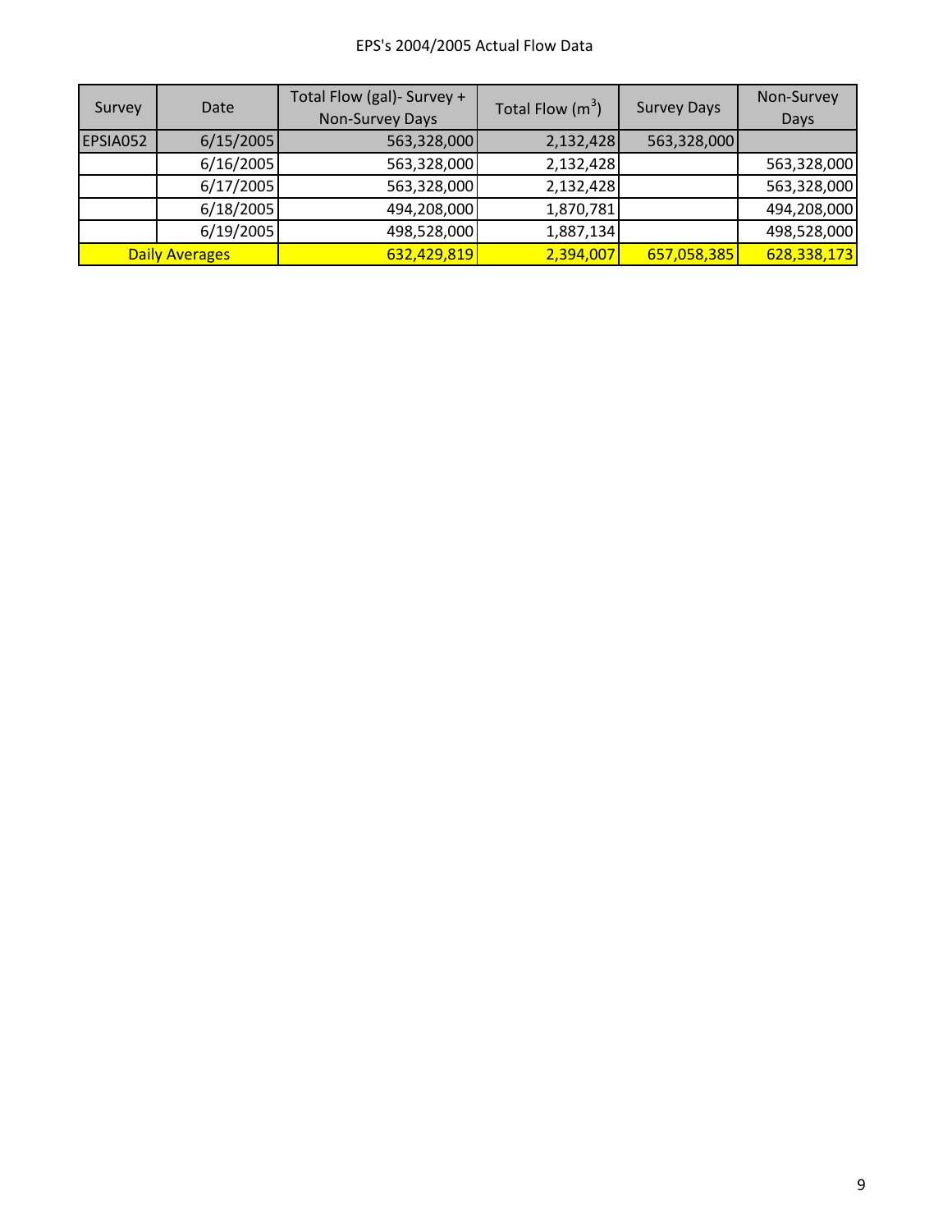EPS's 2004/2005 Actual Flow Data

| Survey | Date | Total Flow (gal)- Survey + Non-Survey Days | Total Flow ($m^3$) | Survey Days | Non-Survey Days |
|---|---|---|---|---|---|
| EPSIA052 | 6/15/2005 | 563,328,000 | 2,132,428 | 563,328,000 | |
| | 6/16/2005 | 563,328,000 | 2,132,428 | | 563,328,000 |
| | 6/17/2005 | 563,328,000 | 2,132,428 | | 563,328,000 |
| | 6/18/2005 | 494,208,000 | 1,870,781 | | 494,208,000 |
| | 6/19/2005 | 498,528,000 | 1,887,134 | | 498,528,000 |
| Daily Averages | | 632,429,819 | 2,394,007 | 657,058,385 | 628,338,173 |